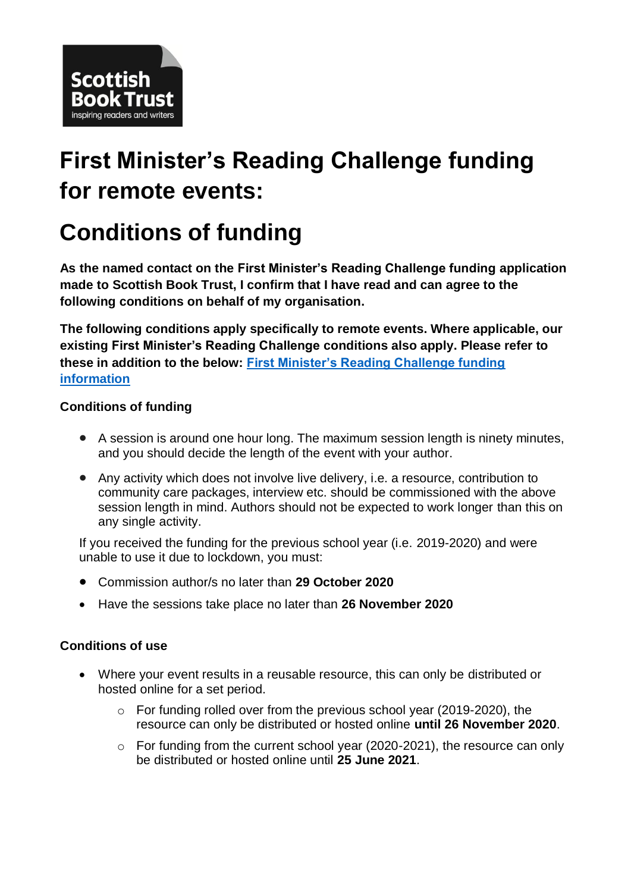Scottish Book Trust
inspiring readers and writers

# First Minister's Reading Challenge funding for remote events:

# Conditions of funding

**As the named contact on the First Minister's Reading Challenge funding application made to Scottish Book Trust, I confirm that I have read and can agree to the following conditions on behalf of my organisation.**

**The following conditions apply specifically to remote events. Where applicable, our existing First Minister's Reading Challenge conditions also apply. Please refer to these in addition to the below: [First Minister's Reading Challenge funding information]()**

### Conditions of funding

- A session is around one hour long. The maximum session length is ninety minutes, and you should decide the length of the event with your author.
- Any activity which does not involve live delivery, i.e. a resource, contribution to community care packages, interview etc. should be commissioned with the above session length in mind. Authors should not be expected to work longer than this on any single activity.

If you received the funding for the previous school year (i.e. 2019-2020) and were unable to use it due to lockdown, you must:

- Commission author/s no later than **29 October 2020**
- Have the sessions take place no later than **26 November 2020**

### Conditions of use

- Where your event results in a reusable resource, this can only be distributed or hosted online for a set period.
  - For funding rolled over from the previous school year (2019-2020), the resource can only be distributed or hosted online **until 26 November 2020**.
  - For funding from the current school year (2020-2021), the resource can only be distributed or hosted online until **25 June 2021**.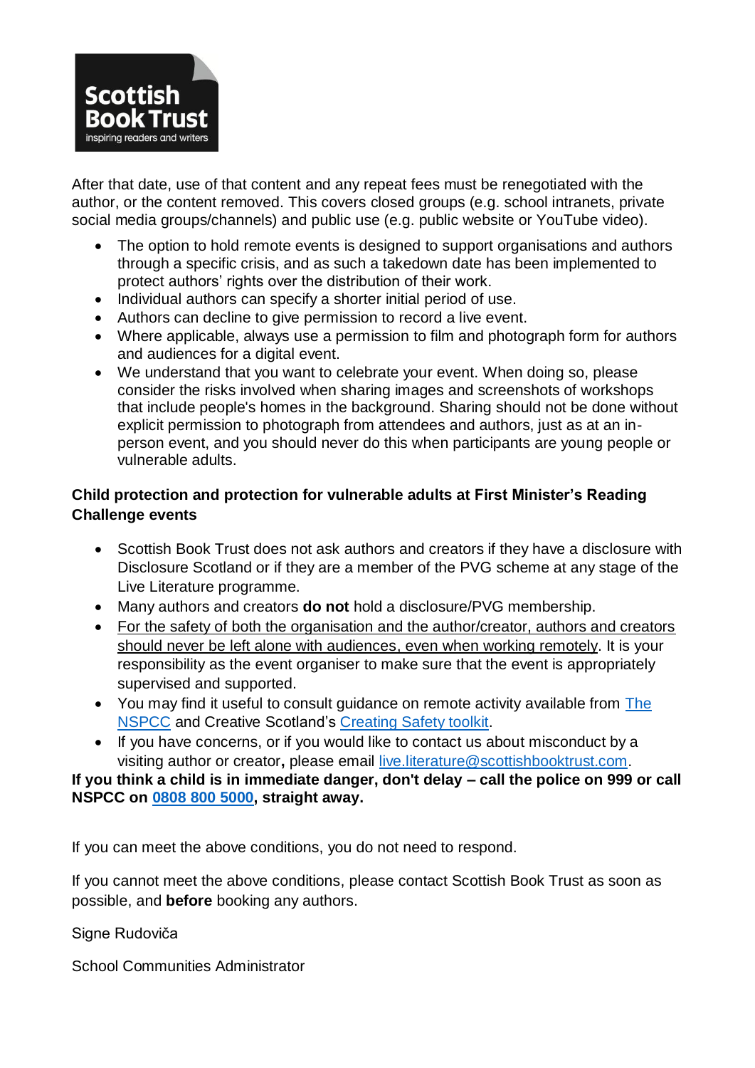After that date, use of that content and any repeat fees must be renegotiated with the author, or the content removed. This covers closed groups (e.g. school intranets, private social media groups/channels) and public use (e.g. public website or YouTube video).

- The option to hold remote events is designed to support organisations and authors through a specific crisis, and as such a takedown date has been implemented to protect authors' rights over the distribution of their work.
- Individual authors can specify a shorter initial period of use.
- Authors can decline to give permission to record a live event.
- Where applicable, always use a permission to film and photograph form for authors and audiences for a digital event.
- We understand that you want to celebrate your event. When doing so, please consider the risks involved when sharing images and screenshots of workshops that include people's homes in the background. Sharing should not be done without explicit permission to photograph from attendees and authors, just as at an in-person event, and you should never do this when participants are young people or vulnerable adults.

**Child protection and protection for vulnerable adults at First Minister's Reading Challenge events**

- Scottish Book Trust does not ask authors and creators if they have a disclosure with Disclosure Scotland or if they are a member of the PVG scheme at any stage of the Live Literature programme.
- Many authors and creators **do not** hold a disclosure/PVG membership.
- For the safety of both the organisation and the author/creator, authors and creators should never be left alone with audiences, even when working remotely. It is your responsibility as the event organiser to make sure that the event is appropriately supervised and supported.
- You may find it useful to consult guidance on remote activity available from The NSPCC and Creative Scotland's Creating Safety toolkit.
- If you have concerns, or if you would like to contact us about misconduct by a visiting author or creator**,** please email live.literature@scottishbooktrust.com.

**If you think a child is in immediate danger, don't delay – call the police on 999 or call NSPCC on 0808 800 5000, straight away.**

If you can meet the above conditions, you do not need to respond.

If you cannot meet the above conditions, please contact Scottish Book Trust as soon as possible, and **before** booking any authors.

Signe Rudoviča

School Communities Administrator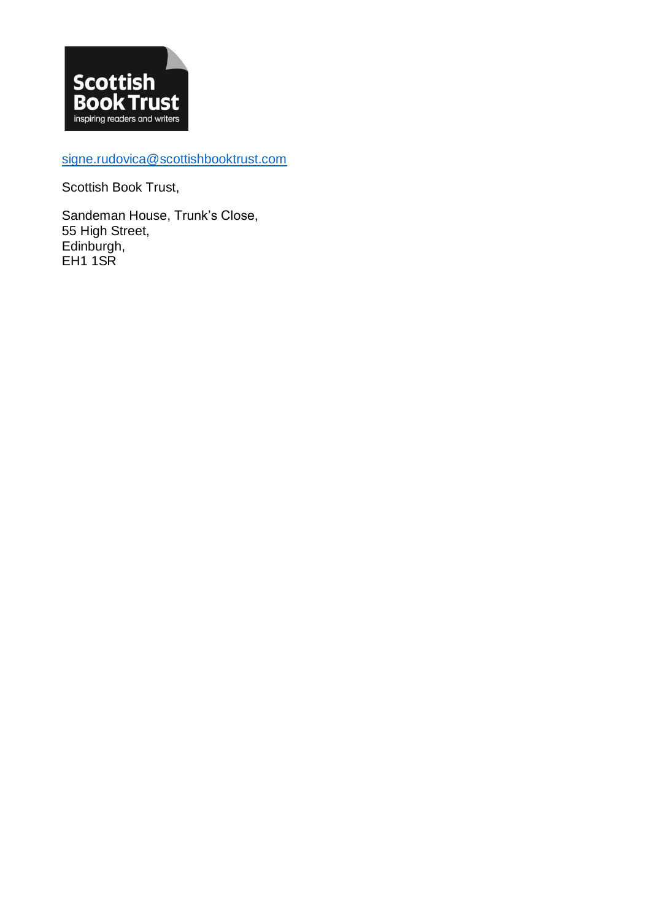signe.rudovica@scottishbooktrust.com

Scottish Book Trust,

Sandeman House, Trunk's Close,
55 High Street,
Edinburgh,
EH1 1SR